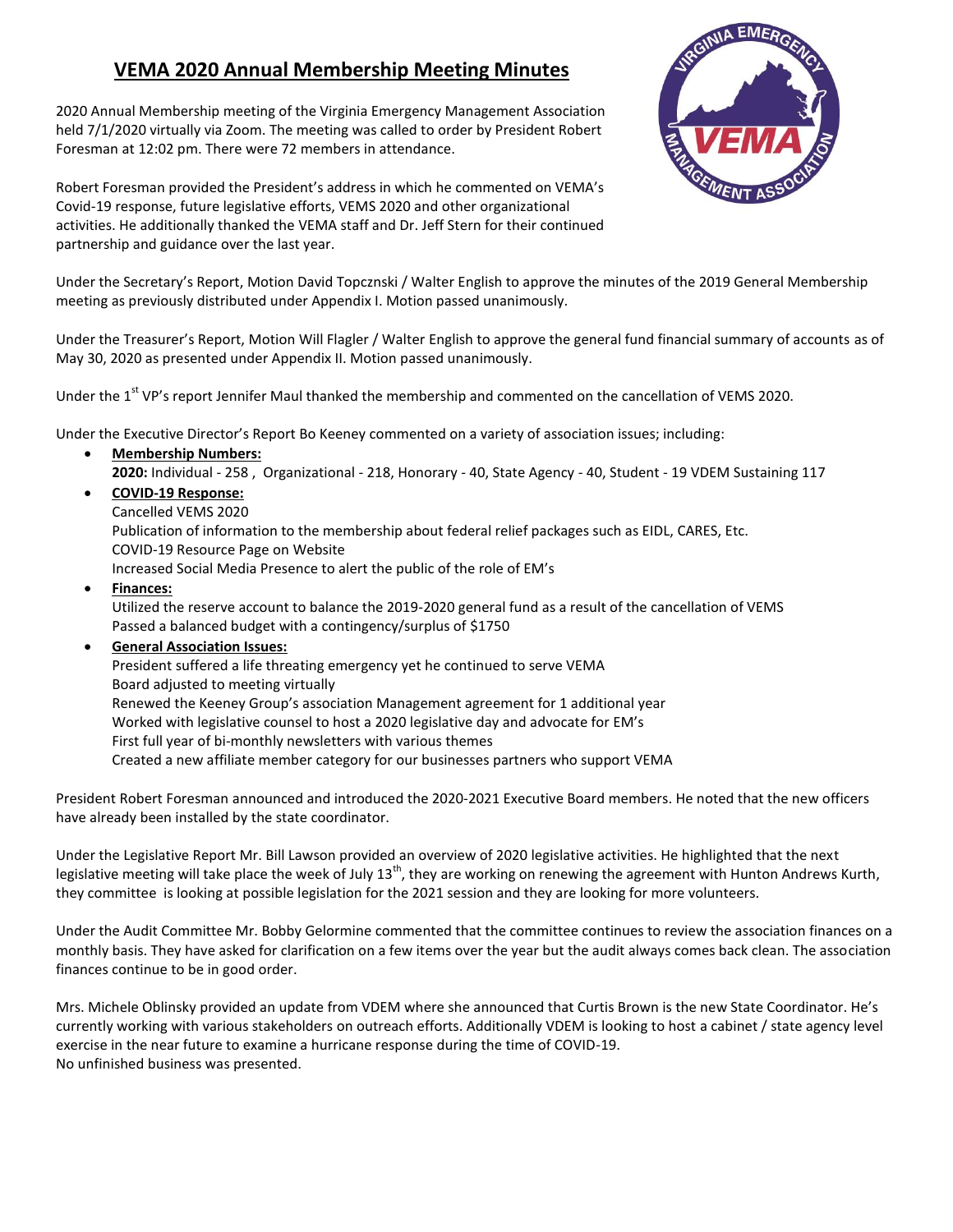# VEMA 2020 Annual Membership Meeting Minutes

2020 Annual Membership meeting of the Virginia Emergency Management Association held 7/1/2020 virtually via Zoom. The meeting was called to order by President Robert Foresman at 12:02 pm. There were 72 members in attendance.

Robert Foresman provided the President's address in which he commented on VEMA's Covid-19 response, future legislative efforts, VEMS 2020 and other organizational activities. He additionally thanked the VEMA staff and Dr. Jeff Stern for their continued partnership and guidance over the last year.

Under the Secretary's Report, Motion David Topcznski / Walter English to approve the minutes of the 2019 General Membership meeting as previously distributed under Appendix I. Motion passed unanimously.

Under the Treasurer's Report, Motion Will Flagler / Walter English to approve the general fund financial summary of accounts as of May 30, 2020 as presented under Appendix II. Motion passed unanimously.

Under the 1st VP's report Jennifer Maul thanked the membership and commented on the cancellation of VEMS 2020.

Under the Executive Director's Report Bo Keeney commented on a variety of association issues; including:

- **Membership Numbers:**
  **2020:** Individual - 258 , Organizational - 218, Honorary - 40, State Agency - 40, Student - 19 VDEM Sustaining 117
- **COVID-19 Response:**
  Cancelled VEMS 2020
  Publication of information to the membership about federal relief packages such as EIDL, CARES, Etc.
  COVID-19 Resource Page on Website
  Increased Social Media Presence to alert the public of the role of EM's
- **Finances:**
  Utilized the reserve account to balance the 2019-2020 general fund as a result of the cancellation of VEMS
  Passed a balanced budget with a contingency/surplus of $1750
- **General Association Issues:**
  President suffered a life threating emergency yet he continued to serve VEMA
  Board adjusted to meeting virtually
  Renewed the Keeney Group's association Management agreement for 1 additional year
  Worked with legislative counsel to host a 2020 legislative day and advocate for EM's
  First full year of bi-monthly newsletters with various themes
  Created a new affiliate member category for our businesses partners who support VEMA

President Robert Foresman announced and introduced the 2020-2021 Executive Board members. He noted that the new officers have already been installed by the state coordinator.

Under the Legislative Report Mr. Bill Lawson provided an overview of 2020 legislative activities. He highlighted that the next legislative meeting will take place the week of July 13th, they are working on renewing the agreement with Hunton Andrews Kurth, they committee is looking at possible legislation for the 2021 session and they are looking for more volunteers.

Under the Audit Committee Mr. Bobby Gelormine commented that the committee continues to review the association finances on a monthly basis. They have asked for clarification on a few items over the year but the audit always comes back clean. The association finances continue to be in good order.

Mrs. Michele Oblinsky provided an update from VDEM where she announced that Curtis Brown is the new State Coordinator. He's currently working with various stakeholders on outreach efforts. Additionally VDEM is looking to host a cabinet / state agency level exercise in the near future to examine a hurricane response during the time of COVID-19.
No unfinished business was presented.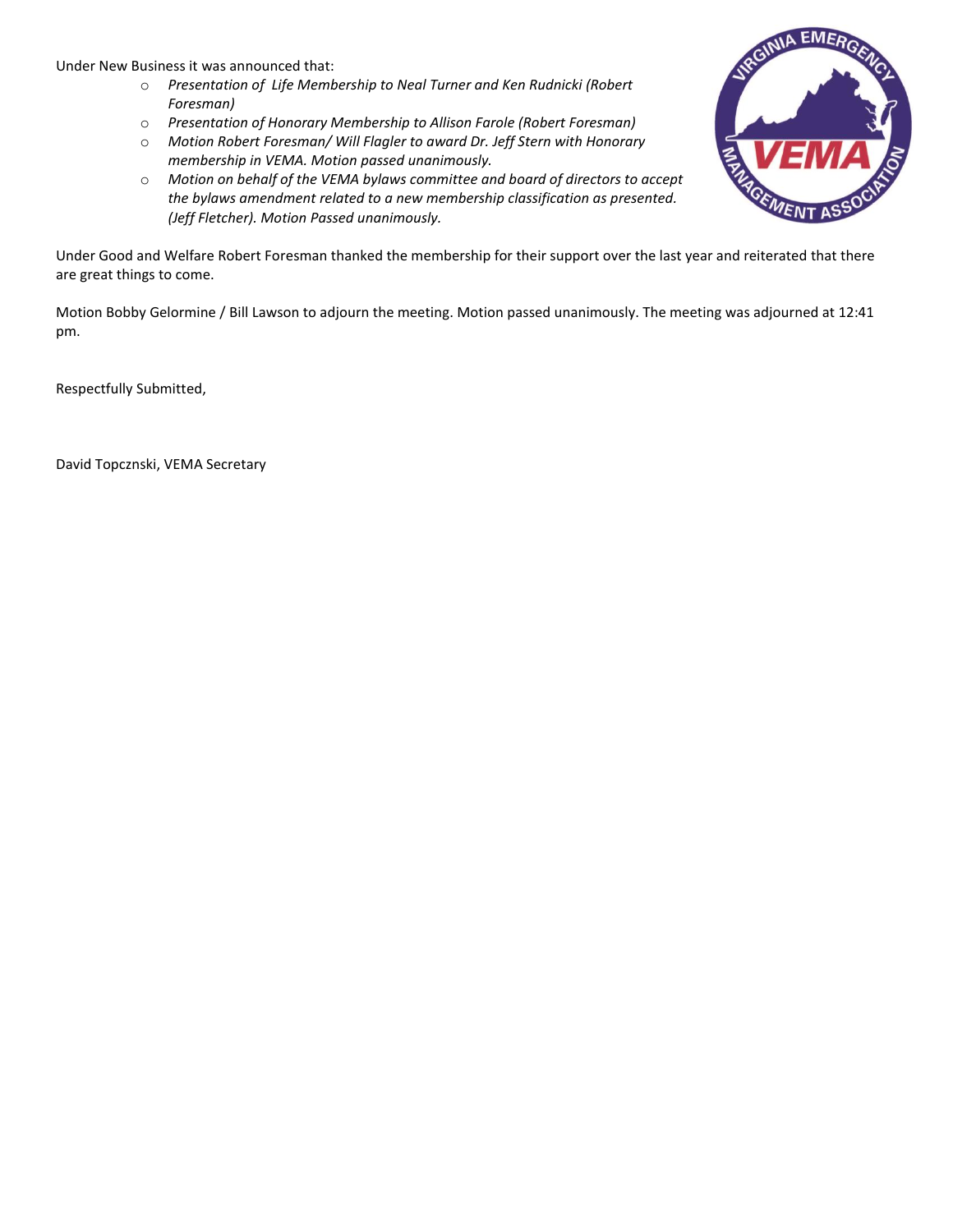Under New Business it was announced that:

- *Presentation of Life Membership to Neal Turner and Ken Rudnicki (Robert Foresman)*
- *Presentation of Honorary Membership to Allison Farole (Robert Foresman)*
- *Motion Robert Foresman/ Will Flagler to award Dr. Jeff Stern with Honorary membership in VEMA. Motion passed unanimously.*
- *Motion on behalf of the VEMA bylaws committee and board of directors to accept the bylaws amendment related to a new membership classification as presented. (Jeff Fletcher). Motion Passed unanimously.*

Under Good and Welfare Robert Foresman thanked the membership for their support over the last year and reiterated that there are great things to come.

Motion Bobby Gelormine / Bill Lawson to adjourn the meeting. Motion passed unanimously. The meeting was adjourned at 12:41 pm.

Respectfully Submitted,

David Topcznski, VEMA Secretary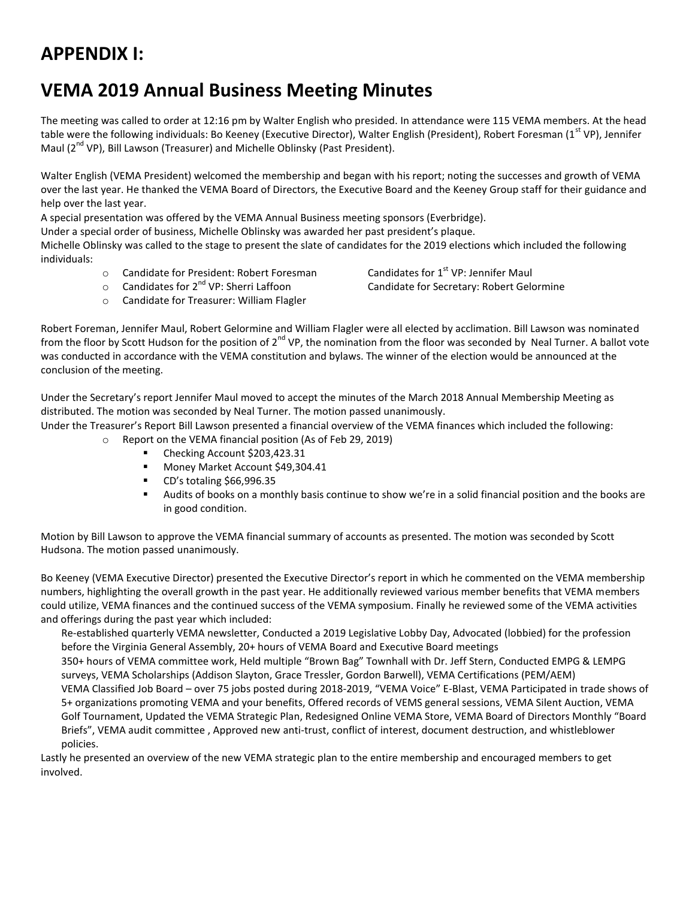# APPENDIX I:

# VEMA 2019 Annual Business Meeting Minutes

The meeting was called to order at 12:16 pm by Walter English who presided. In attendance were 115 VEMA members. At the head table were the following individuals: Bo Keeney (Executive Director), Walter English (President), Robert Foresman (1st VP), Jennifer Maul (2nd VP), Bill Lawson (Treasurer) and Michelle Oblinsky (Past President).

Walter English (VEMA President) welcomed the membership and began with his report; noting the successes and growth of VEMA over the last year. He thanked the VEMA Board of Directors, the Executive Board and the Keeney Group staff for their guidance and help over the last year.
A special presentation was offered by the VEMA Annual Business meeting sponsors (Everbridge).
Under a special order of business, Michelle Oblinsky was awarded her past president's plaque.
Michelle Oblinsky was called to the stage to present the slate of candidates for the 2019 elections which included the following individuals:

- Candidate for President: Robert Foresman
- Candidates for 1st VP: Jennifer Maul
- Candidates for 2nd VP: Sherri Laffoon
- Candidate for Secretary: Robert Gelormine
- Candidate for Treasurer: William Flagler

Robert Foreman, Jennifer Maul, Robert Gelormine and William Flagler were all elected by acclimation. Bill Lawson was nominated from the floor by Scott Hudson for the position of 2nd VP, the nomination from the floor was seconded by Neal Turner. A ballot vote was conducted in accordance with the VEMA constitution and bylaws. The winner of the election would be announced at the conclusion of the meeting.

Under the Secretary's report Jennifer Maul moved to accept the minutes of the March 2018 Annual Membership Meeting as distributed. The motion was seconded by Neal Turner. The motion passed unanimously.
Under the Treasurer's Report Bill Lawson presented a financial overview of the VEMA finances which included the following:

- Report on the VEMA financial position (As of Feb 29, 2019)
  - Checking Account $203,423.31
  - Money Market Account $49,304.41
  - CD's totaling $66,996.35
  - Audits of books on a monthly basis continue to show we're in a solid financial position and the books are in good condition.

Motion by Bill Lawson to approve the VEMA financial summary of accounts as presented. The motion was seconded by Scott Hudsona. The motion passed unanimously.

Bo Keeney (VEMA Executive Director) presented the Executive Director's report in which he commented on the VEMA membership numbers, highlighting the overall growth in the past year. He additionally reviewed various member benefits that VEMA members could utilize, VEMA finances and the continued success of the VEMA symposium. Finally he reviewed some of the VEMA activities and offerings during the past year which included:

Re-established quarterly VEMA newsletter, Conducted a 2019 Legislative Lobby Day, Advocated (lobbied) for the profession before the Virginia General Assembly, 20+ hours of VEMA Board and Executive Board meetings
350+ hours of VEMA committee work, Held multiple "Brown Bag" Townhall with Dr. Jeff Stern, Conducted EMPG & LEMPG surveys, VEMA Scholarships (Addison Slayton, Grace Tressler, Gordon Barwell), VEMA Certifications (PEM/AEM)
VEMA Classified Job Board – over 75 jobs posted during 2018-2019, "VEMA Voice" E-Blast, VEMA Participated in trade shows of 5+ organizations promoting VEMA and your benefits, Offered records of VEMS general sessions, VEMA Silent Auction, VEMA Golf Tournament, Updated the VEMA Strategic Plan, Redesigned Online VEMA Store, VEMA Board of Directors Monthly "Board Briefs", VEMA audit committee , Approved new anti-trust, conflict of interest, document destruction, and whistleblower policies.

Lastly he presented an overview of the new VEMA strategic plan to the entire membership and encouraged members to get involved.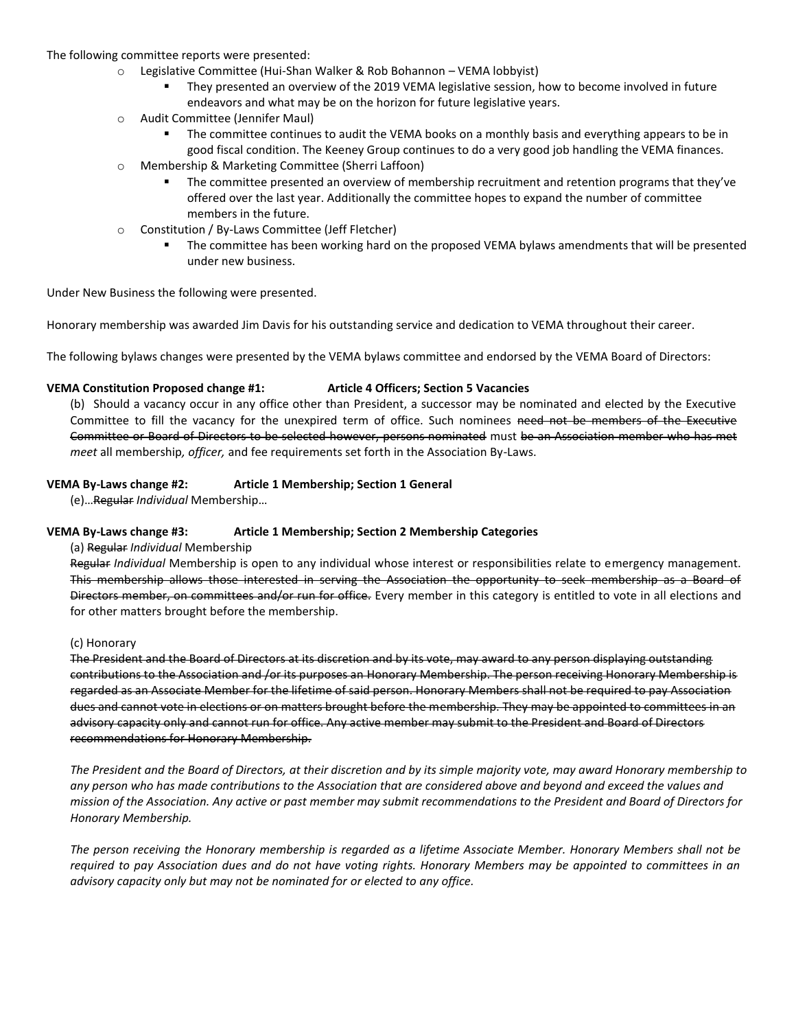The following committee reports were presented:

- Legislative Committee (Hui-Shan Walker & Rob Bohannon – VEMA lobbyist)
  - They presented an overview of the 2019 VEMA legislative session, how to become involved in future endeavors and what may be on the horizon for future legislative years.
- Audit Committee (Jennifer Maul)
  - The committee continues to audit the VEMA books on a monthly basis and everything appears to be in good fiscal condition. The Keeney Group continues to do a very good job handling the VEMA finances.
- Membership & Marketing Committee (Sherri Laffoon)
  - The committee presented an overview of membership recruitment and retention programs that they've offered over the last year. Additionally the committee hopes to expand the number of committee members in the future.
- Constitution / By-Laws Committee (Jeff Fletcher)
  - The committee has been working hard on the proposed VEMA bylaws amendments that will be presented under new business.

Under New Business the following were presented.

Honorary membership was awarded Jim Davis for his outstanding service and dedication to VEMA throughout their career.

The following bylaws changes were presented by the VEMA bylaws committee and endorsed by the VEMA Board of Directors:

**VEMA Constitution Proposed change #1: Article 4 Officers; Section 5 Vacancies**

(b) Should a vacancy occur in any office other than President, a successor may be nominated and elected by the Executive Committee to fill the vacancy for the unexpired term of office. Such nominees ~~need not be members of the Executive Committee or Board of Directors to be selected however, persons nominated~~ must ~~be an Association member who has met~~ *meet* all membership*, officer,* and fee requirements set forth in the Association By-Laws.

**VEMA By-Laws change #2: Article 1 Membership; Section 1 General**

(e)…~~Regular~~ *Individual* Membership…

**VEMA By-Laws change #3: Article 1 Membership; Section 2 Membership Categories**

(a) ~~Regular~~ *Individual* Membership

~~Regular~~ *Individual* Membership is open to any individual whose interest or responsibilities relate to emergency management. ~~This membership allows those interested in serving the Association the opportunity to seek membership as a Board of Directors member, on committees and/or run for office.~~ Every member in this category is entitled to vote in all elections and for other matters brought before the membership.

(c) Honorary

~~The President and the Board of Directors at its discretion and by its vote, may award to any person displaying outstanding contributions to the Association and /or its purposes an Honorary Membership. The person receiving Honorary Membership is regarded as an Associate Member for the lifetime of said person. Honorary Members shall not be required to pay Association dues and cannot vote in elections or on matters brought before the membership. They may be appointed to committees in an advisory capacity only and cannot run for office. Any active member may submit to the President and Board of Directors recommendations for Honorary Membership.~~

*The President and the Board of Directors, at their discretion and by its simple majority vote, may award Honorary membership to any person who has made contributions to the Association that are considered above and beyond and exceed the values and mission of the Association. Any active or past member may submit recommendations to the President and Board of Directors for Honorary Membership.*

*The person receiving the Honorary membership is regarded as a lifetime Associate Member. Honorary Members shall not be required to pay Association dues and do not have voting rights. Honorary Members may be appointed to committees in an advisory capacity only but may not be nominated for or elected to any office.*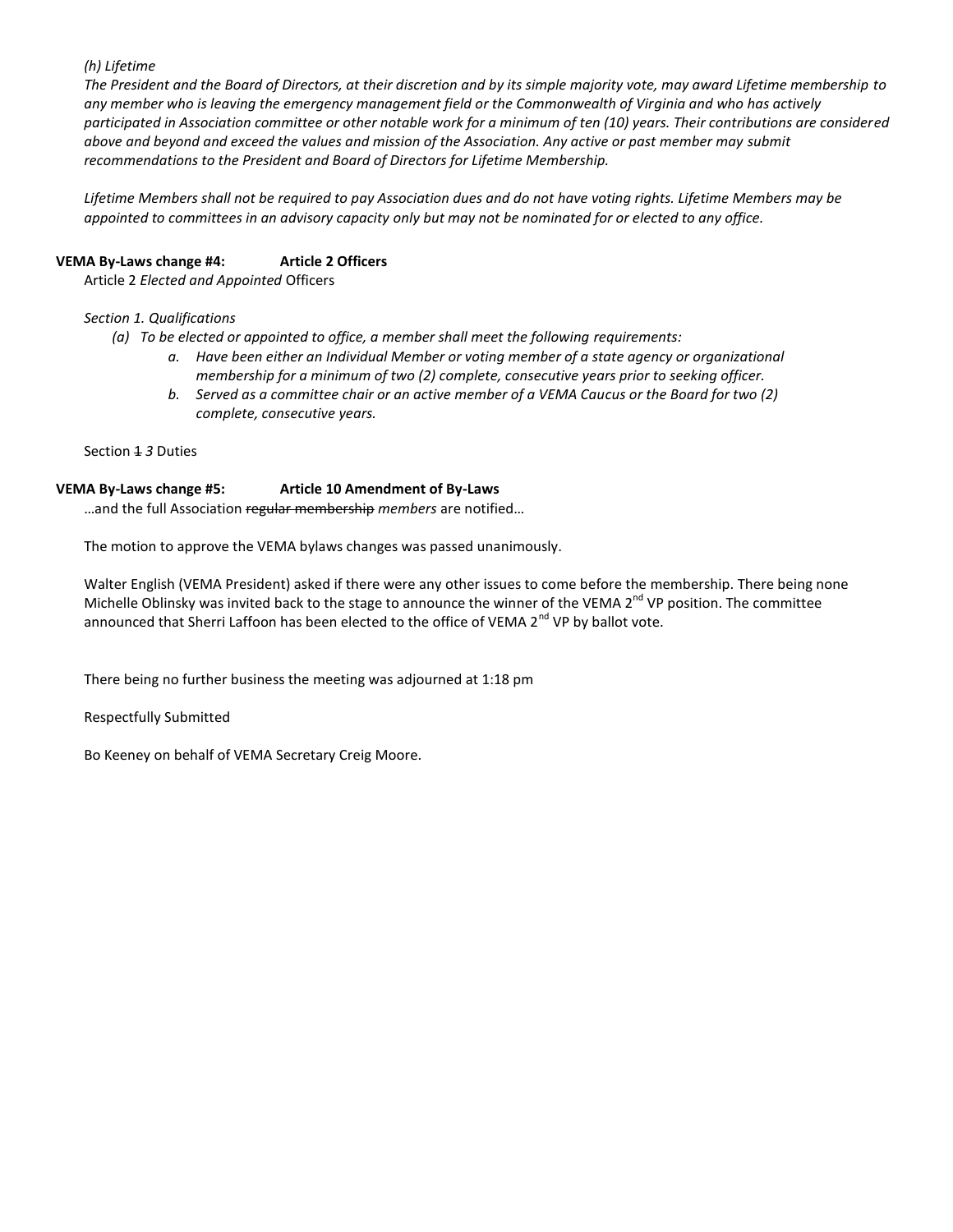*(h) Lifetime*

*The President and the Board of Directors, at their discretion and by its simple majority vote, may award Lifetime membership to any member who is leaving the emergency management field or the Commonwealth of Virginia and who has actively participated in Association committee or other notable work for a minimum of ten (10) years. Their contributions are considered above and beyond and exceed the values and mission of the Association. Any active or past member may submit recommendations to the President and Board of Directors for Lifetime Membership.*

*Lifetime Members shall not be required to pay Association dues and do not have voting rights. Lifetime Members may be appointed to committees in an advisory capacity only but may not be nominated for or elected to any office.*

**VEMA By-Laws change #4: Article 2 Officers**

Article 2 *Elected and Appointed* Officers

*Section 1. Qualifications*

- *(a) To be elected or appointed to office, a member shall meet the following requirements:*
  - *a. Have been either an Individual Member or voting member of a state agency or organizational membership for a minimum of two (2) complete, consecutive years prior to seeking officer.*
  - *b. Served as a committee chair or an active member of a VEMA Caucus or the Board for two (2) complete, consecutive years.*

Section ~~1~~ *3* Duties

**VEMA By-Laws change #5: Article 10 Amendment of By-Laws**

…and the full Association ~~regular membership~~ *members* are notified…

The motion to approve the VEMA bylaws changes was passed unanimously.

Walter English (VEMA President) asked if there were any other issues to come before the membership. There being none Michelle Oblinsky was invited back to the stage to announce the winner of the VEMA 2nd VP position. The committee announced that Sherri Laffoon has been elected to the office of VEMA 2nd VP by ballot vote.

There being no further business the meeting was adjourned at 1:18 pm

Respectfully Submitted

Bo Keeney on behalf of VEMA Secretary Creig Moore.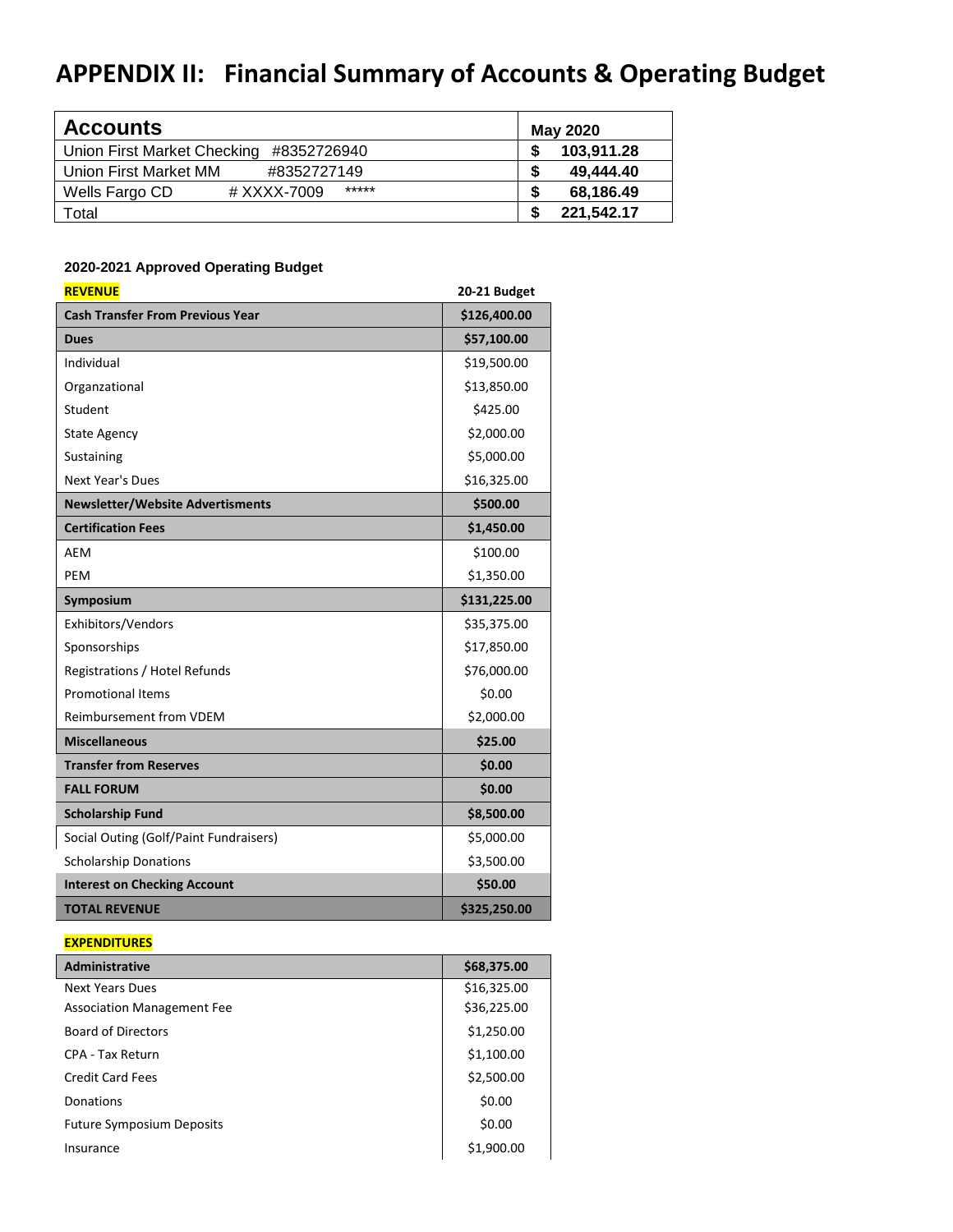# APPENDIX II: Financial Summary of Accounts & Operating Budget

| Accounts | May 2020 |
|---|---|
| Union First Market Checking #8352726940 | $ 103,911.28 |
| Union First Market MM #8352727149 | $ 49,444.40 |
| Wells Fargo CD # XXXX-7009 ***** | $ 68,186.49 |
| Total | $ 221,542.17 |

**2020-2021 Approved Operating Budget**

| REVENUE | 20-21 Budget |
|---|---|
| **Cash Transfer From Previous Year** | **$126,400.00** |
| **Dues** | **$57,100.00** |
| Individual | $19,500.00 |
| Organzational | $13,850.00 |
| Student | $425.00 |
| State Agency | $2,000.00 |
| Sustaining | $5,000.00 |
| Next Year's Dues | $16,325.00 |
| **Newsletter/Website Advertisments** | **$500.00** |
| **Certification Fees** | **$1,450.00** |
| AEM | $100.00 |
| PEM | $1,350.00 |
| **Symposium** | **$131,225.00** |
| Exhibitors/Vendors | $35,375.00 |
| Sponsorships | $17,850.00 |
| Registrations / Hotel Refunds | $76,000.00 |
| Promotional Items | $0.00 |
| Reimbursement from VDEM | $2,000.00 |
| **Miscellaneous** | **$25.00** |
| **Transfer from Reserves** | **$0.00** |
| **FALL FORUM** | **$0.00** |
| **Scholarship Fund** | **$8,500.00** |
| Social Outing (Golf/Paint Fundraisers) | $5,000.00 |
| Scholarship Donations | $3,500.00 |
| **Interest on Checking Account** | **$50.00** |
| **TOTAL REVENUE** | **$325,250.00** |

| EXPENDITURES | |
|---|---|
| **Administrative** | **$68,375.00** |
| Next Years Dues | $16,325.00 |
| Association Management Fee | $36,225.00 |
| Board of Directors | $1,250.00 |
| CPA - Tax Return | $1,100.00 |
| Credit Card Fees | $2,500.00 |
| Donations | $0.00 |
| Future Symposium Deposits | $0.00 |
| Insurance | $1,900.00 |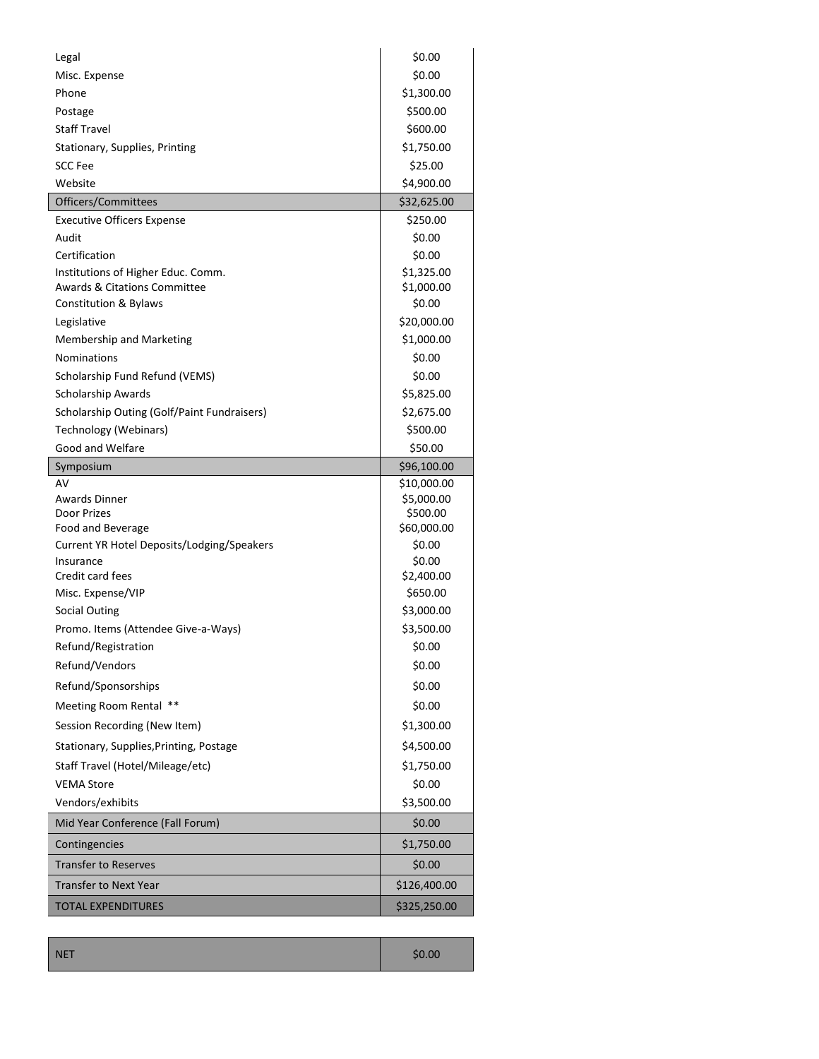| | |
|---|---|
| Legal | $0.00 |
| Misc. Expense | $0.00 |
| Phone | $1,300.00 |
| Postage | $500.00 |
| Staff Travel | $600.00 |
| Stationary, Supplies, Printing | $1,750.00 |
| SCC Fee | $25.00 |
| Website | $4,900.00 |
| Officers/Committees | $32,625.00 |
| Executive Officers Expense | $250.00 |
| Audit | $0.00 |
| Certification | $0.00 |
| Institutions of Higher Educ. Comm. | $1,325.00 |
| Awards & Citations Committee | $1,000.00 |
| Constitution & Bylaws | $0.00 |
| Legislative | $20,000.00 |
| Membership and Marketing | $1,000.00 |
| Nominations | $0.00 |
| Scholarship Fund Refund (VEMS) | $0.00 |
| Scholarship Awards | $5,825.00 |
| Scholarship Outing (Golf/Paint Fundraisers) | $2,675.00 |
| Technology (Webinars) | $500.00 |
| Good and Welfare | $50.00 |
| Symposium | $96,100.00 |
| AV | $10,000.00 |
| Awards Dinner | $5,000.00 |
| Door Prizes | $500.00 |
| Food and Beverage | $60,000.00 |
| Current YR Hotel Deposits/Lodging/Speakers | $0.00 |
| Insurance | $0.00 |
| Credit card fees | $2,400.00 |
| Misc. Expense/VIP | $650.00 |
| Social Outing | $3,000.00 |
| Promo. Items (Attendee Give-a-Ways) | $3,500.00 |
| Refund/Registration | $0.00 |
| Refund/Vendors | $0.00 |
| Refund/Sponsorships | $0.00 |
| Meeting Room Rental ** | $0.00 |
| Session Recording (New Item) | $1,300.00 |
| Stationary, Supplies,Printing, Postage | $4,500.00 |
| Staff Travel (Hotel/Mileage/etc) | $1,750.00 |
| VEMA Store | $0.00 |
| Vendors/exhibits | $3,500.00 |
| Mid Year Conference (Fall Forum) | $0.00 |
| Contingencies | $1,750.00 |
| Transfer to Reserves | $0.00 |
| Transfer to Next Year | $126,400.00 |
| TOTAL EXPENDITURES | $325,250.00 |

| | |
|---|---|
| NET | $0.00 |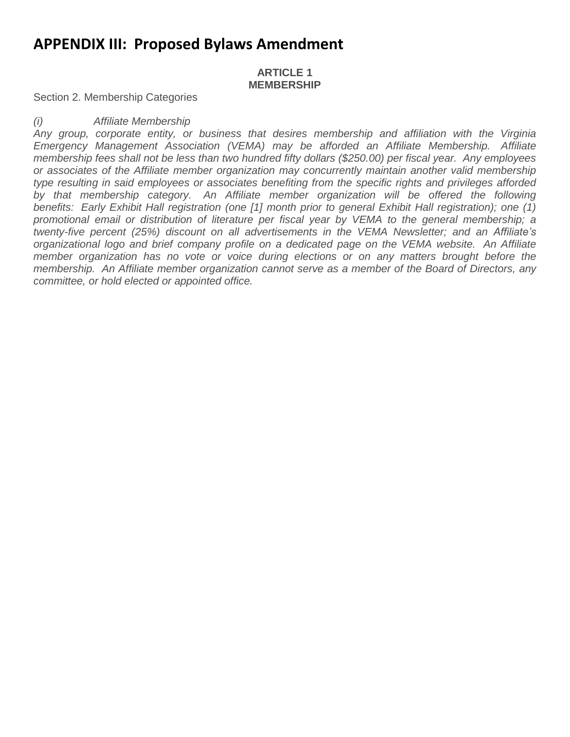# APPENDIX III: Proposed Bylaws Amendment

**ARTICLE 1**
**MEMBERSHIP**

Section 2. Membership Categories

*(i) Affiliate Membership*

*Any group, corporate entity, or business that desires membership and affiliation with the Virginia Emergency Management Association (VEMA) may be afforded an Affiliate Membership. Affiliate membership fees shall not be less than two hundred fifty dollars ($250.00) per fiscal year. Any employees or associates of the Affiliate member organization may concurrently maintain another valid membership type resulting in said employees or associates benefiting from the specific rights and privileges afforded by that membership category. An Affiliate member organization will be offered the following benefits: Early Exhibit Hall registration (one [1] month prior to general Exhibit Hall registration); one (1) promotional email or distribution of literature per fiscal year by VEMA to the general membership; a twenty-five percent (25%) discount on all advertisements in the VEMA Newsletter; and an Affiliate's organizational logo and brief company profile on a dedicated page on the VEMA website. An Affiliate member organization has no vote or voice during elections or on any matters brought before the membership. An Affiliate member organization cannot serve as a member of the Board of Directors, any committee, or hold elected or appointed office.*